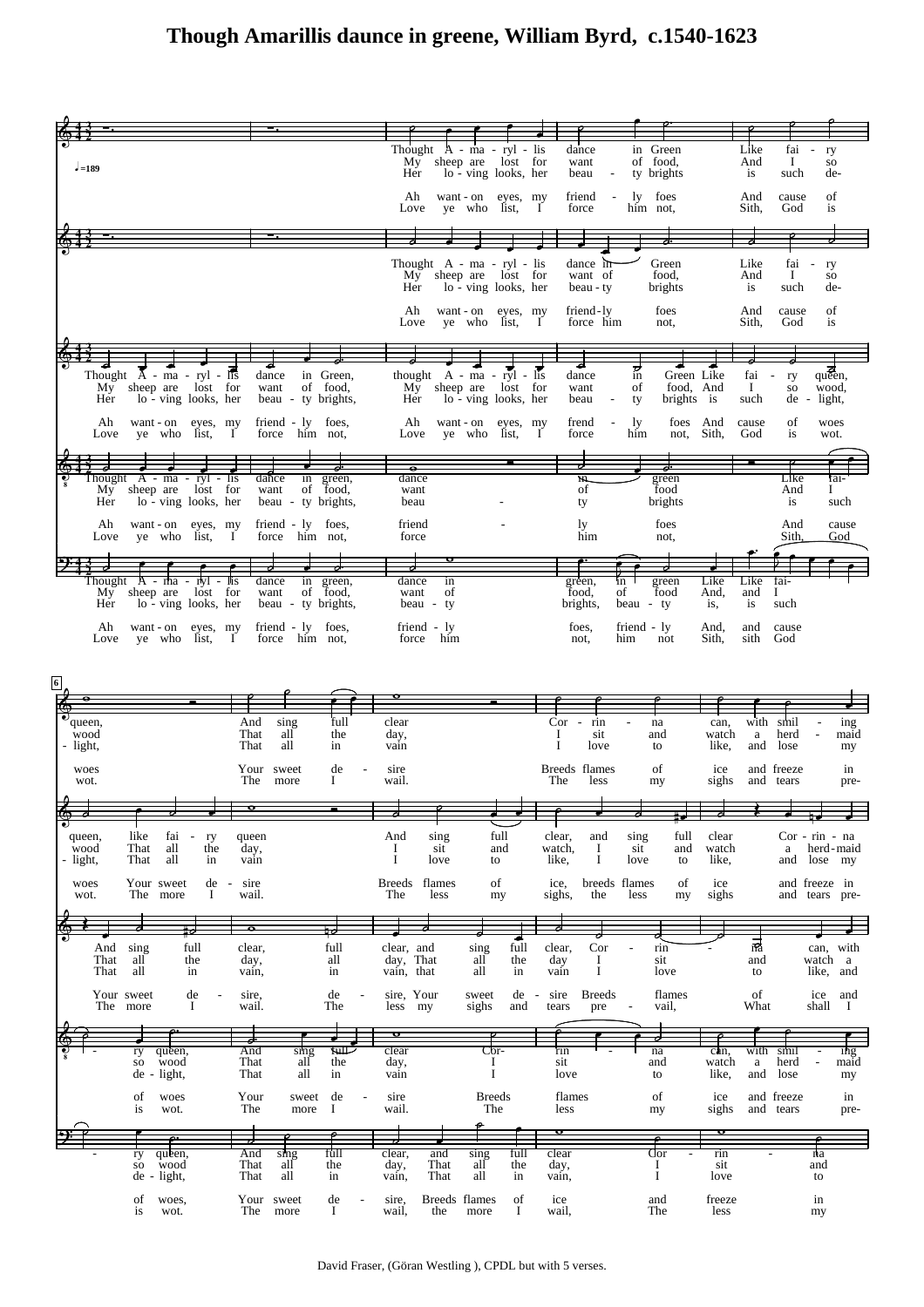# Though Amarillis daunce in greene, William Byrd, c.1540-1623

David Fraser, (Göran Westling ), CPDL but with 5 verses.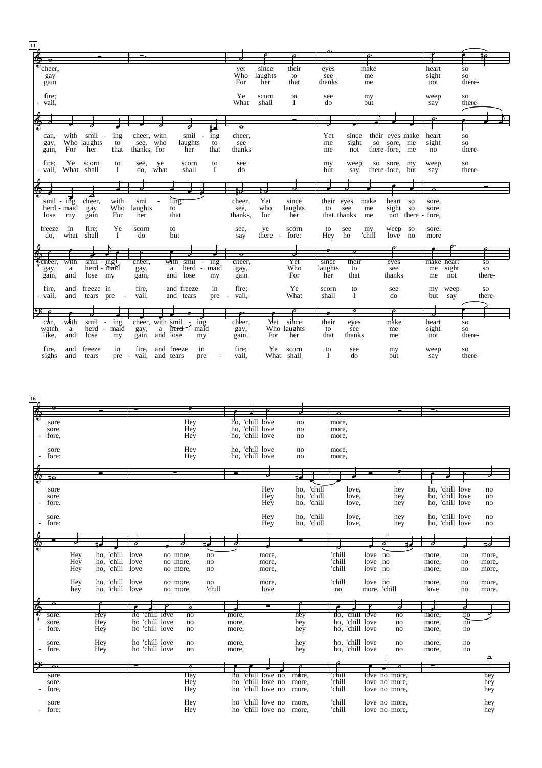**11**

cheer, yet since their eyes make heart so
gay Who laughs to see me sight so
gain For her that thanks me not there-

fire; Ye scorn to see my weep so
- vail, What shall I do but say there-

can, with smil - ing cheer, with smil - ing cheer, Yet since their eyes make heart so
gay, Who laughs to see, who laughs to see me sight so sore, me sight so
gain, For her that thanks, for her that thanks me not there-fore, me no there-

fire; Ye scorn to see, ye scorn to see my weep so sore, my weep so
- vail, What shall I do, what shall I do but say there-fore, but say there-

smil - ing cheer, with smi - ling cheer, Yet since their eyes make heart so sore,
herd - maid gay Who laughs to see, who laughs to see me sight so sore.
lose my gain For her that thanks, for her that thanks me not there - fore,

freeze in fire; Ye scorn to see, ye scorn to see my weep so sore.
do, what shall I do but say there - fore: Hey ho 'chill love no more

cheer, with smil - ing cheer, with smil - ing cheer, Yet since their eyes make heart so
gay, a herd - maid gay, a herd - maid gay, Who laughs to see me sight so
gain, and lose my gain, and lose my gain For her that thanks me not there-

fire, and freeze in fire, and freeze in fire; Ye scorn to see my weep so
- vail, and tears pre - vail, and tears pre - vail, What shall I do but say there-

can, with smil - ing cheer, with smil - ing cheer, Yet since their eyes make heart so
watch a herd - maid gay, a herd - maid gay, Who laughs to see me sight so
like, and lose my gain, and lose my gain, For her that thanks me not there-

fire, and freeze in fire, and freeze in fire; Ye scorn to see my weep so
sighs and tears pre - vail, and tears pre - vail, What shall I do but say there-

**16**

sore Hey ho, 'chill love no more,
sore. Hey ho, 'chill love no more,
- fore, Hey ho, 'chill love no more,

sore Hey ho, 'chill love no more,
- fore: Hey ho, 'chill love no more,

sore Hey ho, 'chill love, hey ho, 'chill love no
sore. Hey ho, 'chill love, hey ho, 'chill love no
- fore. Hey ho, 'chill love, hey ho, 'chill love no

sore. Hey ho, 'chill love, hey ho, 'chill love no
- fore: Hey ho, 'chill love, hey ho, 'chill love no

Hey ho, 'chill love no more, no more, 'chill love no more, no more,
Hey ho, 'chill love no more, no more, 'chill love no more, no more,
Hey ho, 'chill love no more, no more, 'chill love no more, no more,

Hey ho, 'chill love no more, no more, 'chill love no more, no more,
hey ho. 'chill love no more, 'chill love no more. 'chill love no more.

sore. Hey ho 'chill love no more, hey ho, 'chill love no more, no
sore. Hey ho 'chill love no more, hey ho, 'chill love no more, no
- fore. Hey ho 'chill love no more, hey ho, 'chill love no more, no

sore. Hey ho 'chill love no more, hey ho, 'chill love no more, no
- fore. Hey ho 'chill love no more, hey ho, 'chill love no more, no

sore Hey ho 'chill love no more, 'chill love no more, hey
sore. Hey ho 'chill love no more, 'chill love no more, hey
- fore, Hey ho 'chill love no more, 'chill love no more, hey

sore Hey ho 'chill love no more, 'chill love no more, hey
- fore: Hey ho 'chill love no more, 'chill love no more, hey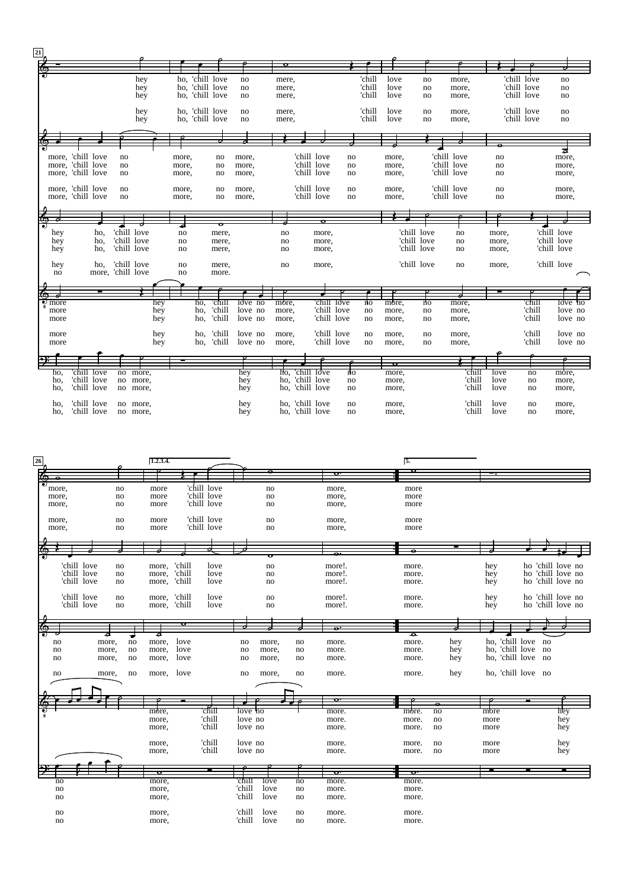**21**

hey ho, 'chill love no mere, 'chill love no more, 'chill love no
hey ho, 'chill love no mere, 'chill love no more, 'chill love no
hey ho, 'chill love no mere, 'chill love no more, 'chill love no

hey ho, 'chill love no mere, 'chill love no more, 'chill love no
hey ho, 'chill love no mere, 'chill love no more, 'chill love no

more, 'chill love no more, no more, 'chill love no more, 'chill love no more,
more, 'chill love no more, no more, 'chill love no more, 'chill love no more,
more, 'chill love no more, no more, 'chill love no more, 'chill love no more,

more, 'chill love no more, no more, 'chill love no more, 'chill love no more,
more, 'chill love no more, no more, 'chill love no more, 'chill love no more,

hey ho, 'chill love no mere, no more, 'chill love no more, 'chill love
hey ho, 'chill love no mere, no more, 'chill love no more, 'chill love
hey ho, 'chill love no mere, no more, 'chill love no more, 'chill love

hey ho, 'chill love no mere, no more, 'chill love no more, 'chill love
no more, 'chill love no more.

more hey ho, 'chill love no more, 'chill love no more, no more, 'chill love no
more hey ho, 'chill love no more, 'chill love no more, no more, 'chill love no
more hey ho, 'chill love no more, 'chill love no more, no more, 'chill love no

more hey ho, 'chill love no more, 'chill love no more, no more, 'chill love no
more hey ho, 'chill love no more, 'chill love no more, no more, 'chill love no

ho, 'chill love no more, hey ho, 'chill love no more, 'chill love no more,
ho, 'chill love no more, hey ho, 'chill love no more, 'chill love no more,
ho, 'chill love no more, hey ho, 'chill love no more, 'chill love no more,

ho, 'chill love no more, hey ho, 'chill love no more, 'chill love no more,
ho, 'chill love no more, hey ho, 'chill love no more, 'chill love no more,

**26** — 1.2.3.4. — 5.

more, no more 'chill love no more, more
more, no more 'chill love no more, more
more, no more 'chill love no more, more

more, no more 'chill love no more, more
more, no more 'chill love no more, more

'chill love no more, 'chill love no more!. more. hey ho 'chill love no
'chill love no more, 'chill love no more!. more. hey ho 'chill love no
'chill love no more, 'chill love no more!. more. hey ho 'chill love no

'chill love no more, 'chill love no more!. more. hey ho 'chill love no
'chill love no more, 'chill love no more!. more. hey ho 'chill love no

no more, no more, love no more, no more. more. hey ho, 'chill love no
no more, no more, love no more, no more. more. hey ho, 'chill love no
no more, no more, love no more, no more. more. hey ho, 'chill love no

no more, no more, love no more, no more. more. hey ho, 'chill love no

more, 'chill love no more. more. no more hey
more, 'chill love no more. more. more hey
more, 'chill love no more. more. more hey

more, 'chill love no more. more. no more hey
more, 'chill love no more. more. no more hey

no more, 'chill love no more. more.
no more, 'chill love no more. more.
no more, 'chill love no more. more.

no more, 'chill love no more. more.
no more, 'chill love no more. more.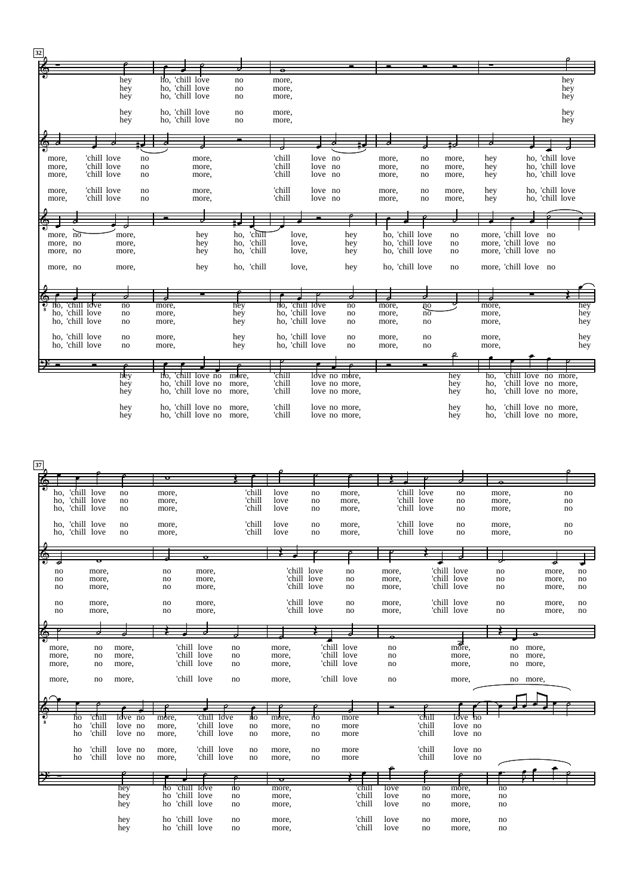32

hey ho, 'chill love no more, hey

more, 'chill love no more, 'chill love no more, no more, hey ho, 'chill love

more, no more, hey ho, 'chill love, hey ho, 'chill love no more, 'chill love no

ho, 'chill love no more, hey ho, 'chill love no more, no more, hey

hey ho, 'chill love no more, 'chill love no more, hey ho, 'chill love no more,

37

ho, 'chill love no more, 'chill love no more, 'chill love no more, no

no more, no more, 'chill love no more, 'chill love no more, no

more, no more, 'chill love no more, 'chill love no more, no more,

ho 'chill love no more, 'chill love no more, no more 'chill love no

hey ho 'chill love no more, 'chill love no more, no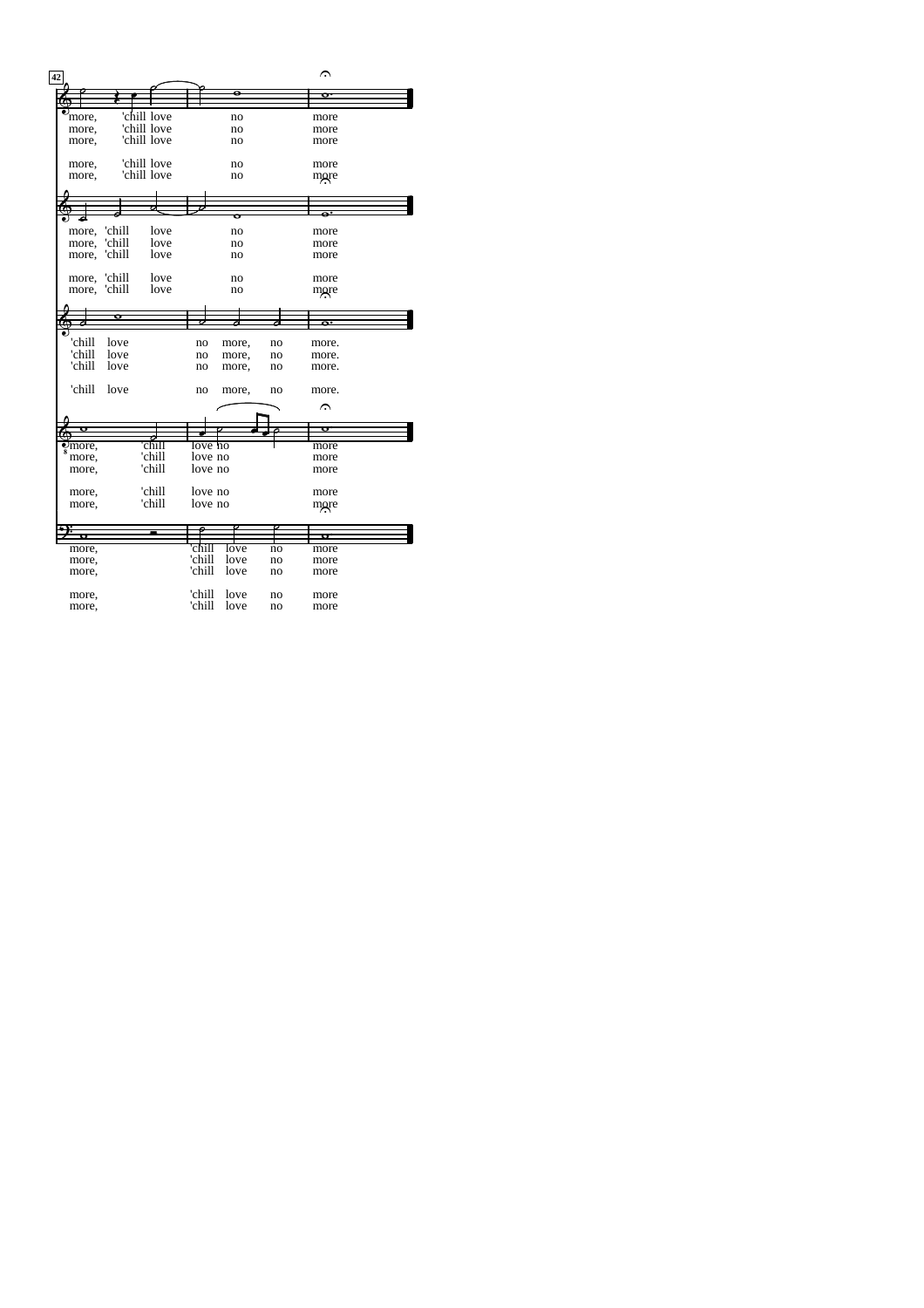42

more, 'chill love no more
more, 'chill love no more
more, 'chill love no more

more, 'chill love no more
more, 'chill love no more

more, 'chill love no more
more, 'chill love no more
more, 'chill love no more

more, 'chill love no more
more, 'chill love no more

'chill love no more, no more.
'chill love no more, no more.
'chill love no more, no more.

'chill love no more, no more.

more, 'chill love no more
more, 'chill love no more
more, 'chill love no more

more, 'chill love no more
more, 'chill love no more

more, 'chill love no more
more, 'chill love no more
more, 'chill love no more

more, 'chill love no more
more, 'chill love no more